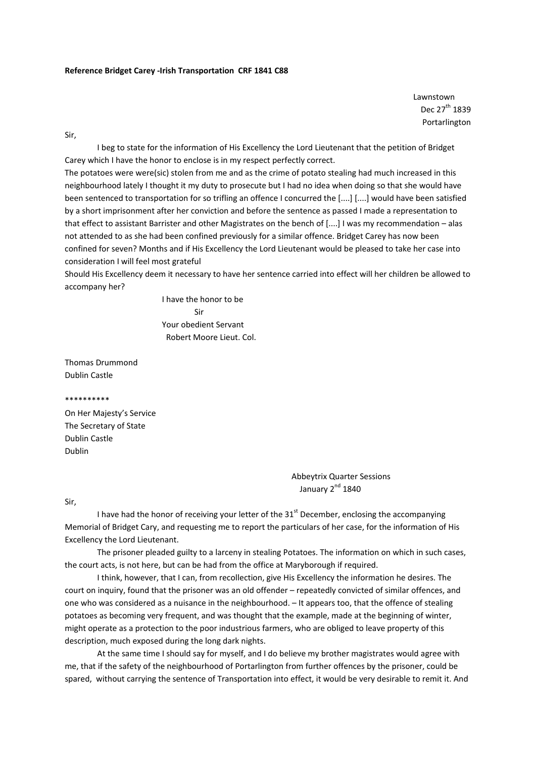**Reference Bridget Carey -Irish Transportation CRF 1841 C88**

Lawnstown
Dec 27th 1839
Portarlington

Sir,

I beg to state for the information of His Excellency the Lord Lieutenant that the petition of Bridget Carey which I have the honor to enclose is in my respect perfectly correct.
The potatoes were were(sic) stolen from me and as the crime of potato stealing had much increased in this neighbourhood lately I thought it my duty to prosecute but I had no idea when doing so that she would have been sentenced to transportation for so trifling an offence I concurred the [....] [....] would have been satisfied by a short imprisonment after her conviction and before the sentence as passed I made a representation to that effect to assistant Barrister and other Magistrates on the bench of [....] I was my recommendation – alas not attended to as she had been confined previously for a similar offence. Bridget Carey has now been confined for seven? Months and if His Excellency the Lord Lieutenant would be pleased to take her case into consideration I will feel most grateful
Should His Excellency deem it necessary to have her sentence carried into effect will her children be allowed to accompany her?

I have the honor to be
Sir
Your obedient Servant
Robert Moore Lieut. Col.

Thomas Drummond
Dublin Castle

**********

On Her Majesty's Service
The Secretary of State
Dublin Castle
Dublin

Abbeytrix Quarter Sessions
January 2nd 1840

Sir,

I have had the honor of receiving your letter of the 31st December, enclosing the accompanying Memorial of Bridget Cary, and requesting me to report the particulars of her case, for the information of His Excellency the Lord Lieutenant.

The prisoner pleaded guilty to a larceny in stealing Potatoes. The information on which in such cases, the court acts, is not here, but can be had from the office at Maryborough if required.

I think, however, that I can, from recollection, give His Excellency the information he desires. The court on inquiry, found that the prisoner was an old offender – repeatedly convicted of similar offences, and one who was considered as a nuisance in the neighbourhood. – It appears too, that the offence of stealing potatoes as becoming very frequent, and was thought that the example, made at the beginning of winter, might operate as a protection to the poor industrious farmers, who are obliged to leave property of this description, much exposed during the long dark nights.

At the same time I should say for myself, and I do believe my brother magistrates would agree with me, that if the safety of the neighbourhood of Portarlington from further offences by the prisoner, could be spared, without carrying the sentence of Transportation into effect, it would be very desirable to remit it. And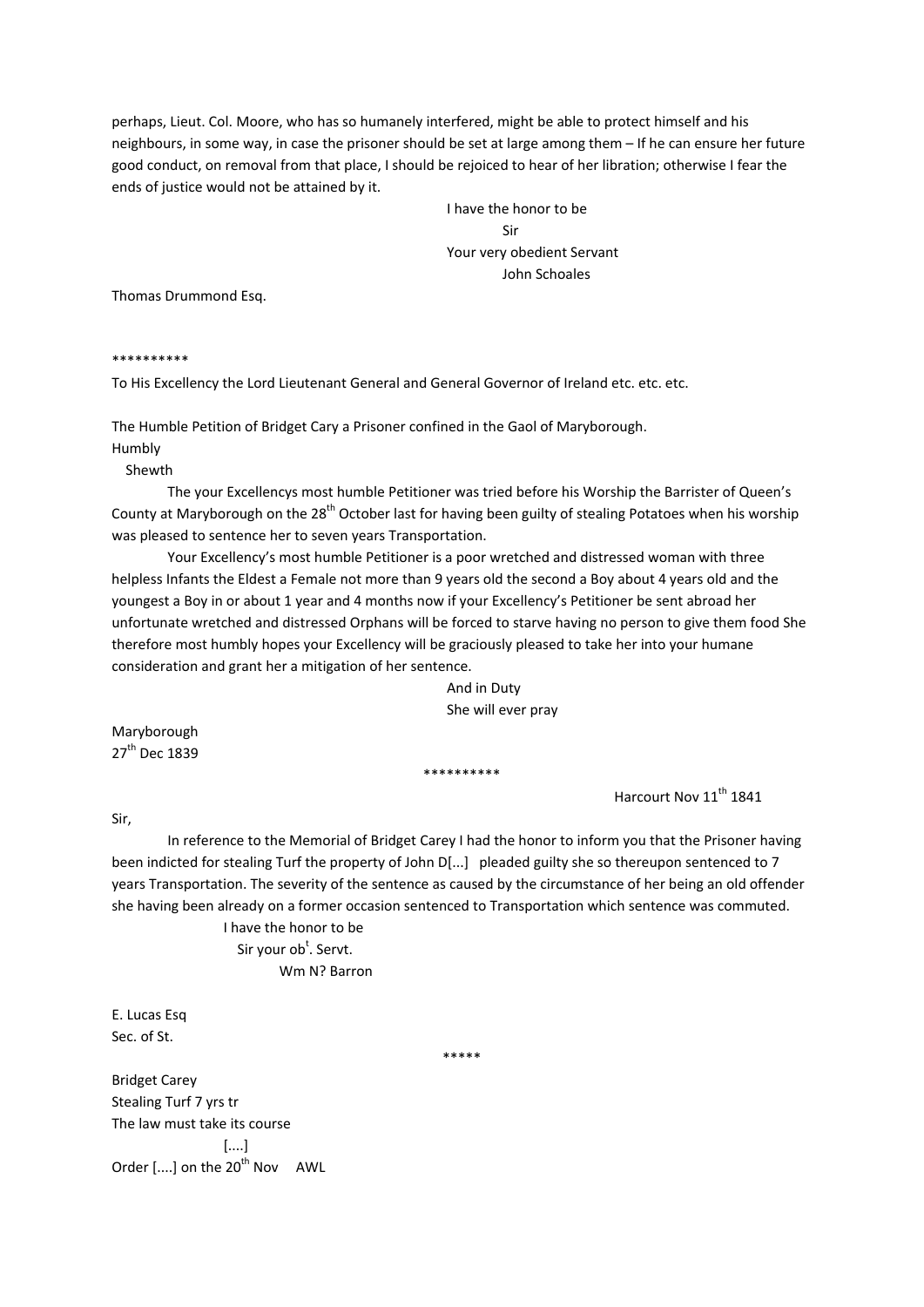perhaps, Lieut. Col. Moore, who has so humanely interfered, might be able to protect himself and his neighbours, in some way, in case the prisoner should be set at large among them – If he can ensure her future good conduct, on removal from that place, I should be rejoiced to hear of her libration; otherwise I fear the ends of justice would not be attained by it.

I have the honor to be
Sir
Your very obedient Servant
John Schoales

Thomas Drummond Esq.

**********

To His Excellency the Lord Lieutenant General and General Governor of Ireland etc. etc. etc.

The Humble Petition of Bridget Cary a Prisoner confined in the Gaol of Maryborough.
Humbly
Shewth

The your Excellencys most humble Petitioner was tried before his Worship the Barrister of Queen's County at Maryborough on the 28th October last for having been guilty of stealing Potatoes when his worship was pleased to sentence her to seven years Transportation.

Your Excellency's most humble Petitioner is a poor wretched and distressed woman with three helpless Infants the Eldest a Female not more than 9 years old the second a Boy about 4 years old and the youngest a Boy in or about 1 year and 4 months now if your Excellency's Petitioner be sent abroad her unfortunate wretched and distressed Orphans will be forced to starve having no person to give them food She therefore most humbly hopes your Excellency will be graciously pleased to take her into your humane consideration and grant her a mitigation of her sentence.

And in Duty
She will ever pray

Maryborough
27th Dec 1839

**********

Harcourt Nov 11th 1841

Sir,

In reference to the Memorial of Bridget Carey I had the honor to inform you that the Prisoner having been indicted for stealing Turf the property of John D[...] pleaded guilty she so thereupon sentenced to 7 years Transportation. The severity of the sentence as caused by the circumstance of her being an old offender she having been already on a former occasion sentenced to Transportation which sentence was commuted.

I have the honor to be
Sir your obt. Servt.
Wm N? Barron

E. Lucas Esq
Sec. of St.

*****

Bridget Carey
Stealing Turf 7 yrs tr
The law must take its course
[....]
Order [....] on the 20th Nov AWL